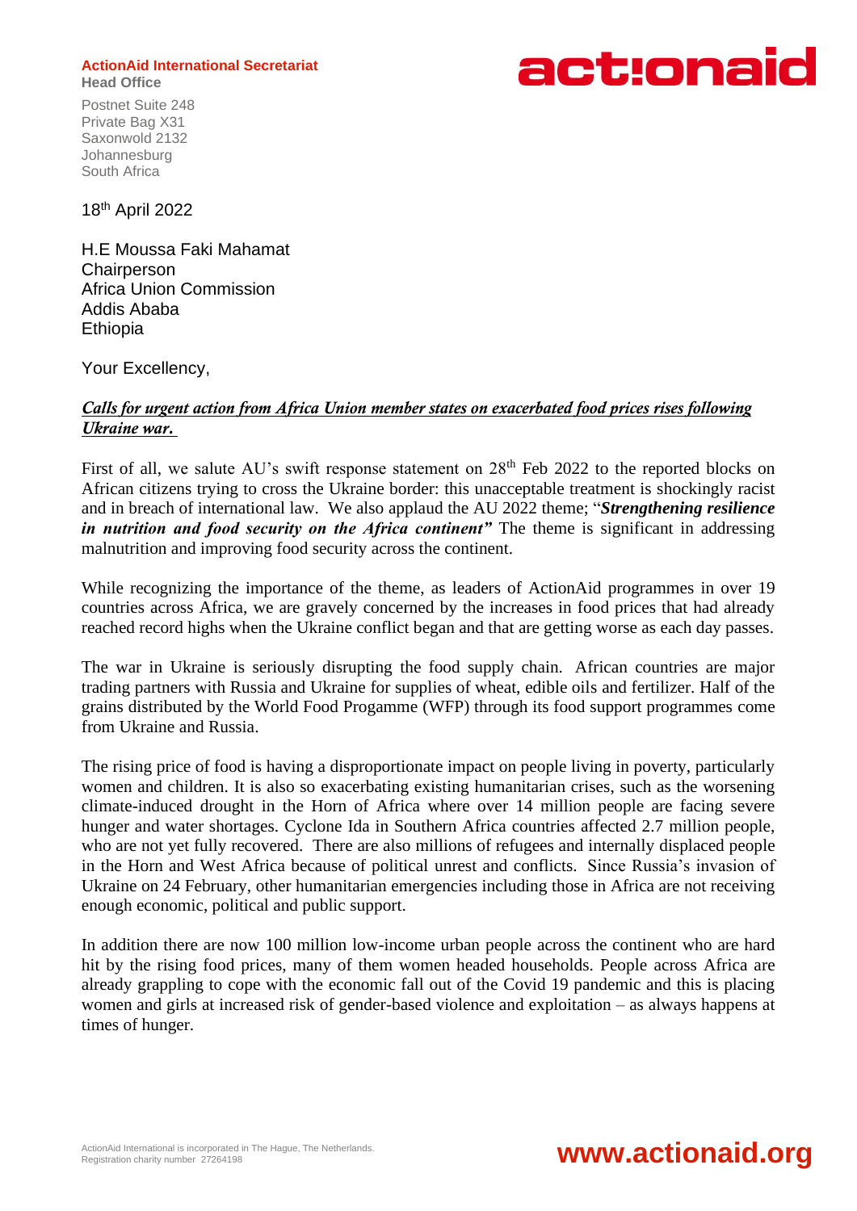**ActionAid International Secretariat**
**Head Office**

Postnet Suite 248
Private Bag X31
Saxonwold 2132
Johannesburg
South Africa

18th April 2022

H.E Moussa Faki Mahamat
Chairperson
Africa Union Commission
Addis Ababa
Ethiopia

Your Excellency,

***Calls for urgent action from Africa Union member states on exacerbated food prices rises following Ukraine war.***

First of all, we salute AU's swift response statement on 28th Feb 2022 to the reported blocks on African citizens trying to cross the Ukraine border: this unacceptable treatment is shockingly racist and in breach of international law. We also applaud the AU 2022 theme; "***Strengthening resilience in nutrition and food security on the Africa continent***" The theme is significant in addressing malnutrition and improving food security across the continent.

While recognizing the importance of the theme, as leaders of ActionAid programmes in over 19 countries across Africa, we are gravely concerned by the increases in food prices that had already reached record highs when the Ukraine conflict began and that are getting worse as each day passes.

The war in Ukraine is seriously disrupting the food supply chain. African countries are major trading partners with Russia and Ukraine for supplies of wheat, edible oils and fertilizer. Half of the grains distributed by the World Food Progamme (WFP) through its food support programmes come from Ukraine and Russia.

The rising price of food is having a disproportionate impact on people living in poverty, particularly women and children. It is also so exacerbating existing humanitarian crises, such as the worsening climate-induced drought in the Horn of Africa where over 14 million people are facing severe hunger and water shortages. Cyclone Ida in Southern Africa countries affected 2.7 million people, who are not yet fully recovered. There are also millions of refugees and internally displaced people in the Horn and West Africa because of political unrest and conflicts. Since Russia's invasion of Ukraine on 24 February, other humanitarian emergencies including those in Africa are not receiving enough economic, political and public support.

In addition there are now 100 million low-income urban people across the continent who are hard hit by the rising food prices, many of them women headed households. People across Africa are already grappling to cope with the economic fall out of the Covid 19 pandemic and this is placing women and girls at increased risk of gender-based violence and exploitation – as always happens at times of hunger.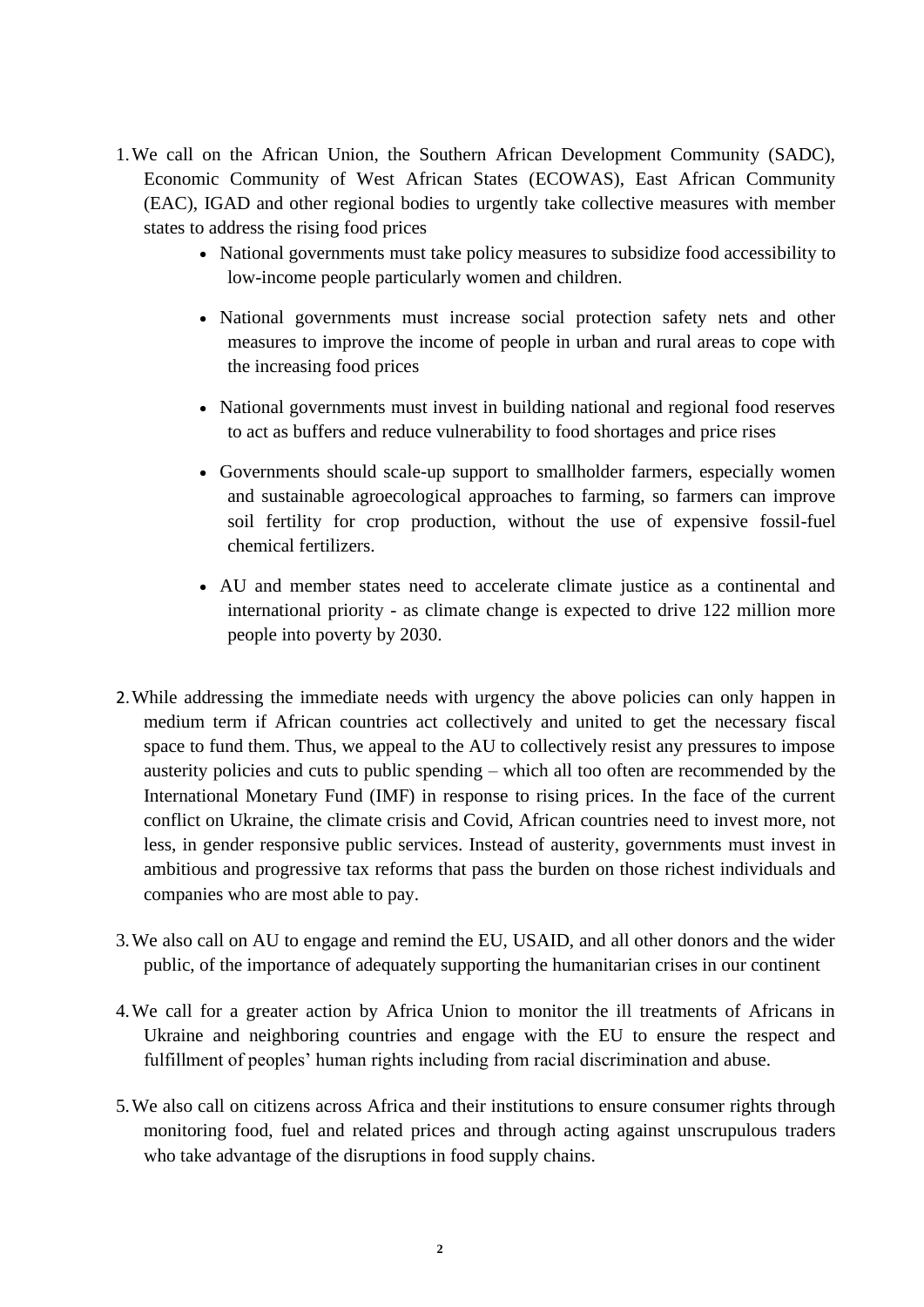1. We call on the African Union, the Southern African Development Community (SADC), Economic Community of West African States (ECOWAS), East African Community (EAC), IGAD and other regional bodies to urgently take collective measures with member states to address the rising food prices
    - National governments must take policy measures to subsidize food accessibility to low-income people particularly women and children.
    - National governments must increase social protection safety nets and other measures to improve the income of people in urban and rural areas to cope with the increasing food prices
    - National governments must invest in building national and regional food reserves to act as buffers and reduce vulnerability to food shortages and price rises
    - Governments should scale-up support to smallholder farmers, especially women and sustainable agroecological approaches to farming, so farmers can improve soil fertility for crop production, without the use of expensive fossil-fuel chemical fertilizers.
    - AU and member states need to accelerate climate justice as a continental and international priority - as climate change is expected to drive 122 million more people into poverty by 2030.

2. While addressing the immediate needs with urgency the above policies can only happen in medium term if African countries act collectively and united to get the necessary fiscal space to fund them. Thus, we appeal to the AU to collectively resist any pressures to impose austerity policies and cuts to public spending – which all too often are recommended by the International Monetary Fund (IMF) in response to rising prices. In the face of the current conflict on Ukraine, the climate crisis and Covid, African countries need to invest more, not less, in gender responsive public services. Instead of austerity, governments must invest in ambitious and progressive tax reforms that pass the burden on those richest individuals and companies who are most able to pay.

3. We also call on AU to engage and remind the EU, USAID, and all other donors and the wider public, of the importance of adequately supporting the humanitarian crises in our continent

4. We call for a greater action by Africa Union to monitor the ill treatments of Africans in Ukraine and neighboring countries and engage with the EU to ensure the respect and fulfillment of peoples' human rights including from racial discrimination and abuse.

5. We also call on citizens across Africa and their institutions to ensure consumer rights through monitoring food, fuel and related prices and through acting against unscrupulous traders who take advantage of the disruptions in food supply chains.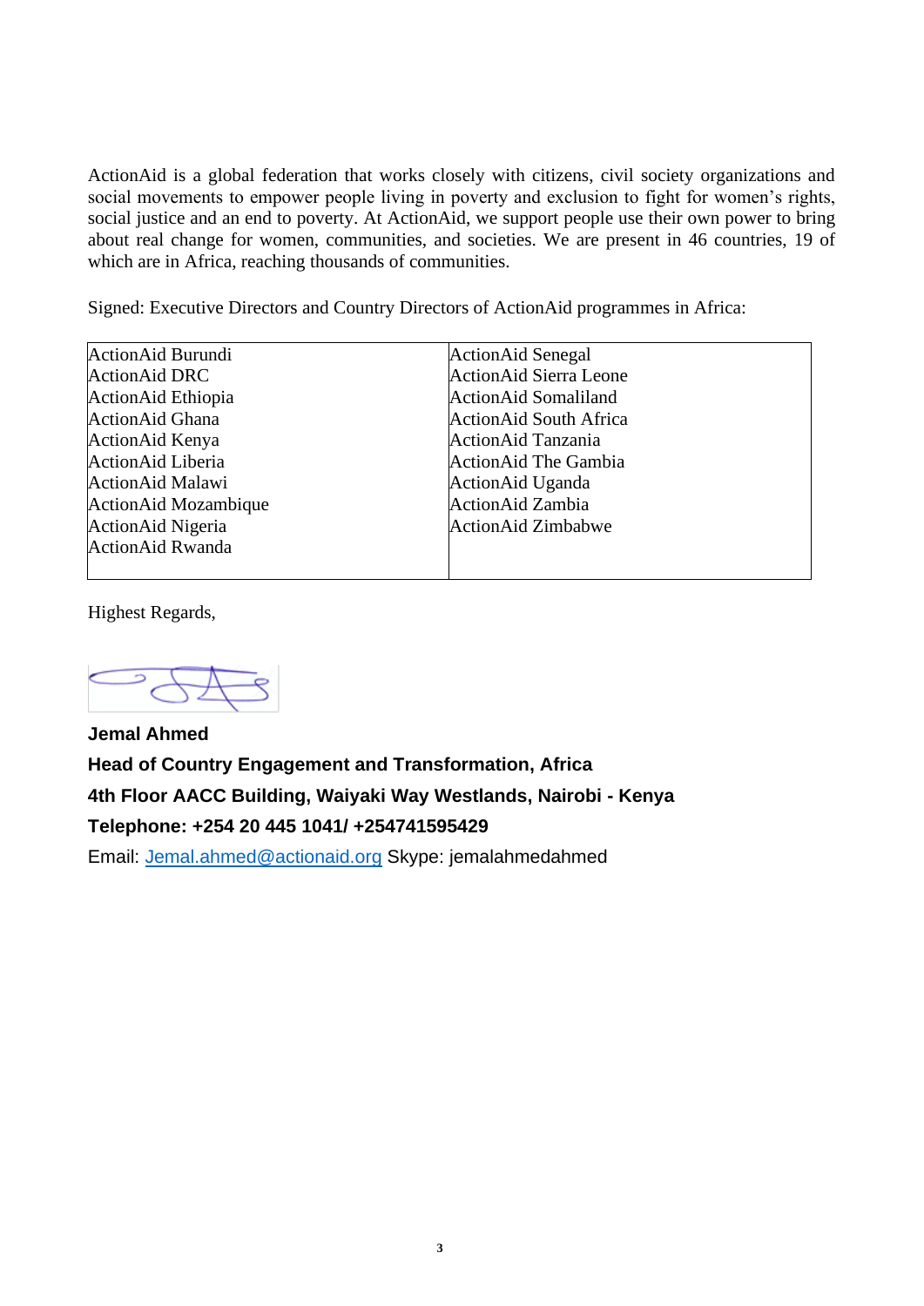ActionAid is a global federation that works closely with citizens, civil society organizations and social movements to empower people living in poverty and exclusion to fight for women's rights, social justice and an end to poverty. At ActionAid, we support people use their own power to bring about real change for women, communities, and societies. We are present in 46 countries, 19 of which are in Africa, reaching thousands of communities.

Signed: Executive Directors and Country Directors of ActionAid programmes in Africa:

| | |
|---|---|
| ActionAid Burundi | ActionAid Senegal |
| ActionAid DRC | ActionAid Sierra Leone |
| ActionAid Ethiopia | ActionAid Somaliland |
| ActionAid Ghana | ActionAid South Africa |
| ActionAid Kenya | ActionAid Tanzania |
| ActionAid Liberia | ActionAid The Gambia |
| ActionAid Malawi | ActionAid Uganda |
| ActionAid Mozambique | ActionAid Zambia |
| ActionAid Nigeria | ActionAid Zimbabwe |
| ActionAid Rwanda | |

Highest Regards,

**Jemal Ahmed**

**Head of Country Engagement and Transformation, Africa**

**4th Floor AACC Building, Waiyaki Way Westlands, Nairobi - Kenya**

**Telephone: +254 20 445 1041/ +254741595429**

Email: Jemal.ahmed@actionaid.org Skype: jemalahmedahmed